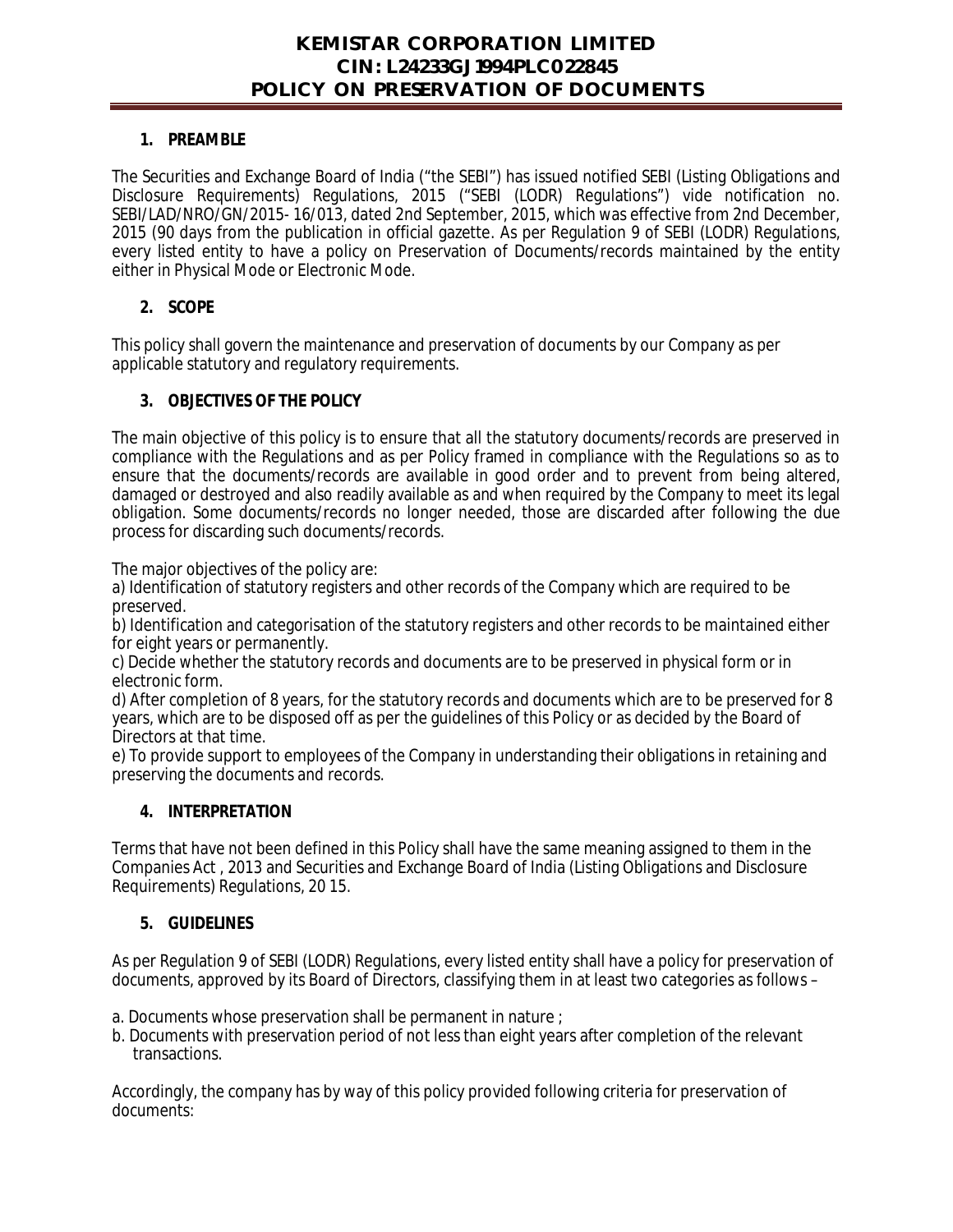# KEMISTAR CORPORATION LIMITED
# CIN: L24233GJ1994PLC022845
# POLICY ON PRESERVATION OF DOCUMENTS

## 1. PREAMBLE

The Securities and Exchange Board of India ("the SEBI") has issued notified SEBI (Listing Obligations and Disclosure Requirements) Regulations, 2015 ("SEBI (LODR) Regulations") vide notification no. SEBI/LAD/NRO/GN/2015- 16/013, dated 2nd September, 2015, which was effective from 2nd December, 2015 (90 days from the publication in official gazette. As per Regulation 9 of SEBI (LODR) Regulations, every listed entity to have a policy on Preservation of Documents/records maintained by the entity either in Physical Mode or Electronic Mode.

## 2. SCOPE

This policy shall govern the maintenance and preservation of documents by our Company as per applicable statutory and regulatory requirements.

## 3. OBJECTIVES OF THE POLICY

The main objective of this policy is to ensure that all the statutory documents/records are preserved in compliance with the Regulations and as per Policy framed in compliance with the Regulations so as to ensure that the documents/records are available in good order and to prevent from being altered, damaged or destroyed and also readily available as and when required by the Company to meet its legal obligation. Some documents/records no longer needed, those are discarded after following the due process for discarding such documents/records.

The major objectives of the policy are:

a) Identification of statutory registers and other records of the Company which are required to be preserved.

b) Identification and categorisation of the statutory registers and other records to be maintained either for eight years or permanently.

c) Decide whether the statutory records and documents are to be preserved in physical form or in electronic form.

d) After completion of 8 years, for the statutory records and documents which are to be preserved for 8 years, which are to be disposed off as per the guidelines of this Policy or as decided by the Board of Directors at that time.

e) To provide support to employees of the Company in understanding their obligations in retaining and preserving the documents and records.

## 4. INTERPRETATION

Terms that have not been defined in this Policy shall have the same meaning assigned to them in the Companies Act , 2013 and Securities and Exchange Board of India (Listing Obligations and Disclosure Requirements) Regulations, 20 15.

## 5. GUIDELINES

As per Regulation 9 of SEBI (LODR) Regulations, every listed entity shall have a policy for preservation of documents, approved by its Board of Directors, classifying them in at least two categories as follows –

a. Documents whose preservation shall be permanent in nature ;

b. Documents with preservation period of not less than eight years after completion of the relevant transactions.

Accordingly, the company has by way of this policy provided following criteria for preservation of documents: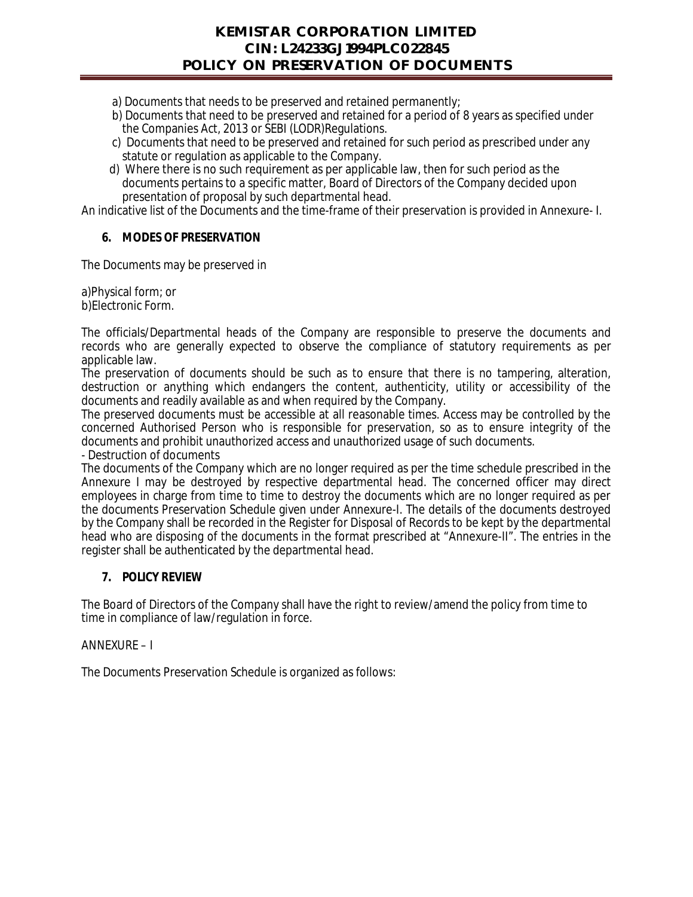a) Documents that needs to be preserved and retained permanently;
b) Documents that need to be preserved and retained for a period of 8 years as specified under the Companies Act, 2013 or SEBI (LODR)Regulations.
c) Documents that need to be preserved and retained for such period as prescribed under any statute or regulation as applicable to the Company.
d) Where there is no such requirement as per applicable law, then for such period as the documents pertains to a specific matter, Board of Directors of the Company decided upon presentation of proposal by such departmental head.

An indicative list of the Documents and the time-frame of their preservation is provided in Annexure- I.

### 6. MODES OF PRESERVATION

The Documents may be preserved in

a)Physical form; or
b)Electronic Form.

The officials/Departmental heads of the Company are responsible to preserve the documents and records who are generally expected to observe the compliance of statutory requirements as per applicable law.

The preservation of documents should be such as to ensure that there is no tampering, alteration, destruction or anything which endangers the content, authenticity, utility or accessibility of the documents and readily available as and when required by the Company.

The preserved documents must be accessible at all reasonable times. Access may be controlled by the concerned Authorised Person who is responsible for preservation, so as to ensure integrity of the documents and prohibit unauthorized access and unauthorized usage of such documents.

- Destruction of documents

The documents of the Company which are no longer required as per the time schedule prescribed in the Annexure I may be destroyed by respective departmental head. The concerned officer may direct employees in charge from time to time to destroy the documents which are no longer required as per the documents Preservation Schedule given under Annexure-I. The details of the documents destroyed by the Company shall be recorded in the Register for Disposal of Records to be kept by the departmental head who are disposing of the documents in the format prescribed at "Annexure-II". The entries in the register shall be authenticated by the departmental head.

### 7. POLICY REVIEW

The Board of Directors of the Company shall have the right to review/amend the policy from time to time in compliance of law/regulation in force.

ANNEXURE – I

The Documents Preservation Schedule is organized as follows: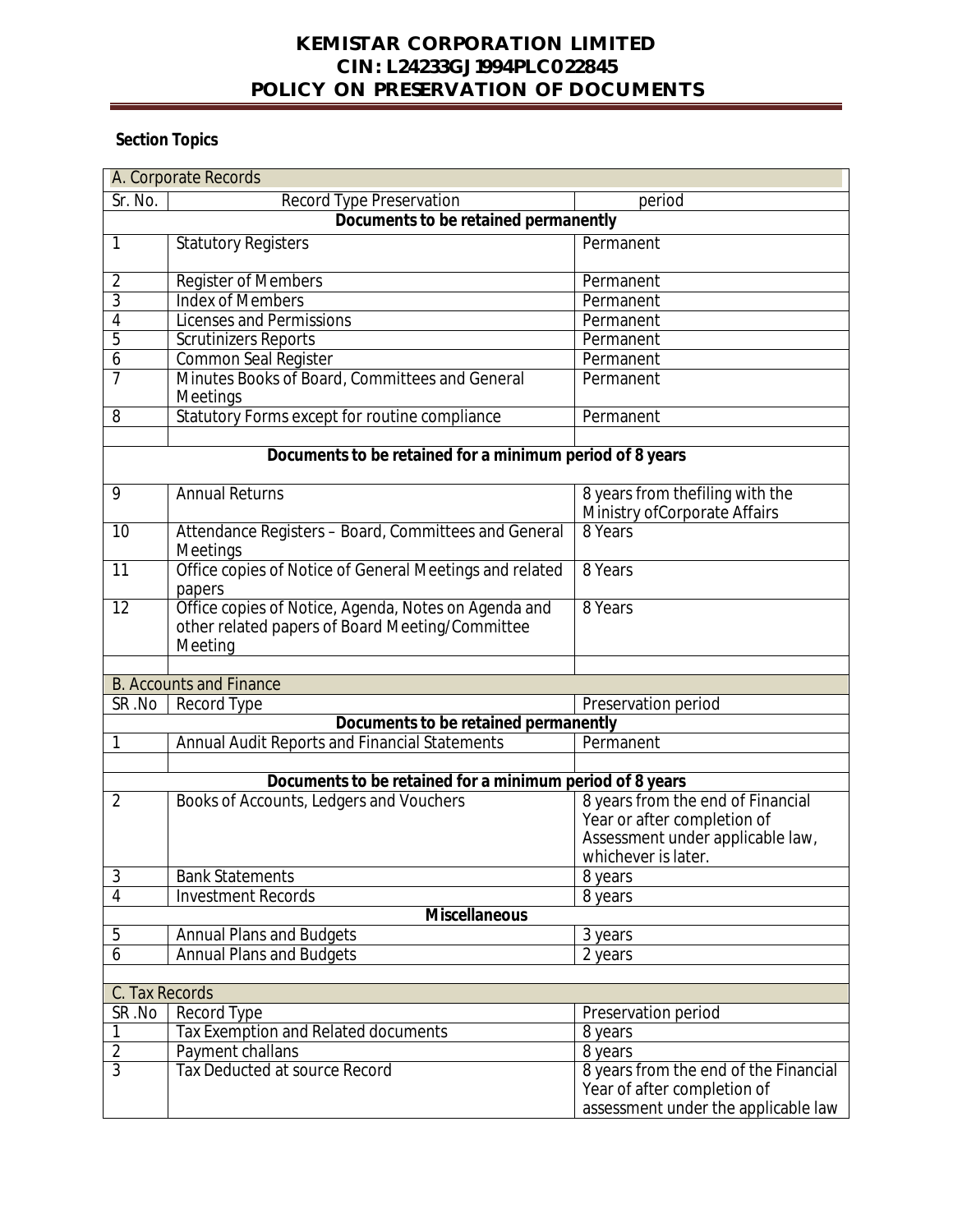# KEMISTAR CORPORATION LIMITED
## CIN: L24233GJ1994PLC022845
## POLICY ON PRESERVATION OF DOCUMENTS

**Section Topics**

| A. Corporate Records | | |
|---|---|---|
| Sr. No. | Record Type Preservation | period |
| **Documents to be retained permanently** | | |
| 1 | Statutory Registers | Permanent |
| 2 | Register of Members | Permanent |
| 3 | Index of Members | Permanent |
| 4 | Licenses and Permissions | Permanent |
| 5 | Scrutinizers Reports | Permanent |
| 6 | Common Seal Register | Permanent |
| 7 | Minutes Books of Board, Committees and General Meetings | Permanent |
| 8 | Statutory Forms except for routine compliance | Permanent |
| | | |
| **Documents to be retained for a minimum period of 8 years** | | |
| 9 | Annual Returns | 8 years from thefiling with the Ministry ofCorporate Affairs |
| 10 | Attendance Registers – Board, Committees and General Meetings | 8 Years |
| 11 | Office copies of Notice of General Meetings and related papers | 8 Years |
| 12 | Office copies of Notice, Agenda, Notes on Agenda and other related papers of Board Meeting/Committee Meeting | 8 Years |
| | | |

| B. Accounts and Finance | | |
|---|---|---|
| SR .No | Record Type | Preservation period |
| **Documents to be retained permanently** | | |
| 1 | Annual Audit Reports and Financial Statements | Permanent |
| | | |
| **Documents to be retained for a minimum period of 8 years** | | |
| 2 | Books of Accounts, Ledgers and Vouchers | 8 years from the end of Financial Year or after completion of Assessment under applicable law, whichever is later. |
| 3 | Bank Statements | 8 years |
| 4 | Investment Records | 8 years |
| **Miscellaneous** | | |
| 5 | Annual Plans and Budgets | 3 years |
| 6 | Annual Plans and Budgets | 2 years |

| C. Tax Records | | |
|---|---|---|
| SR .No | Record Type | Preservation period |
| 1 | Tax Exemption and Related documents | 8 years |
| 2 | Payment challans | 8 years |
| 3 | Tax Deducted at source Record | 8 years from the end of the Financial Year of after completion of assessment under the applicable law |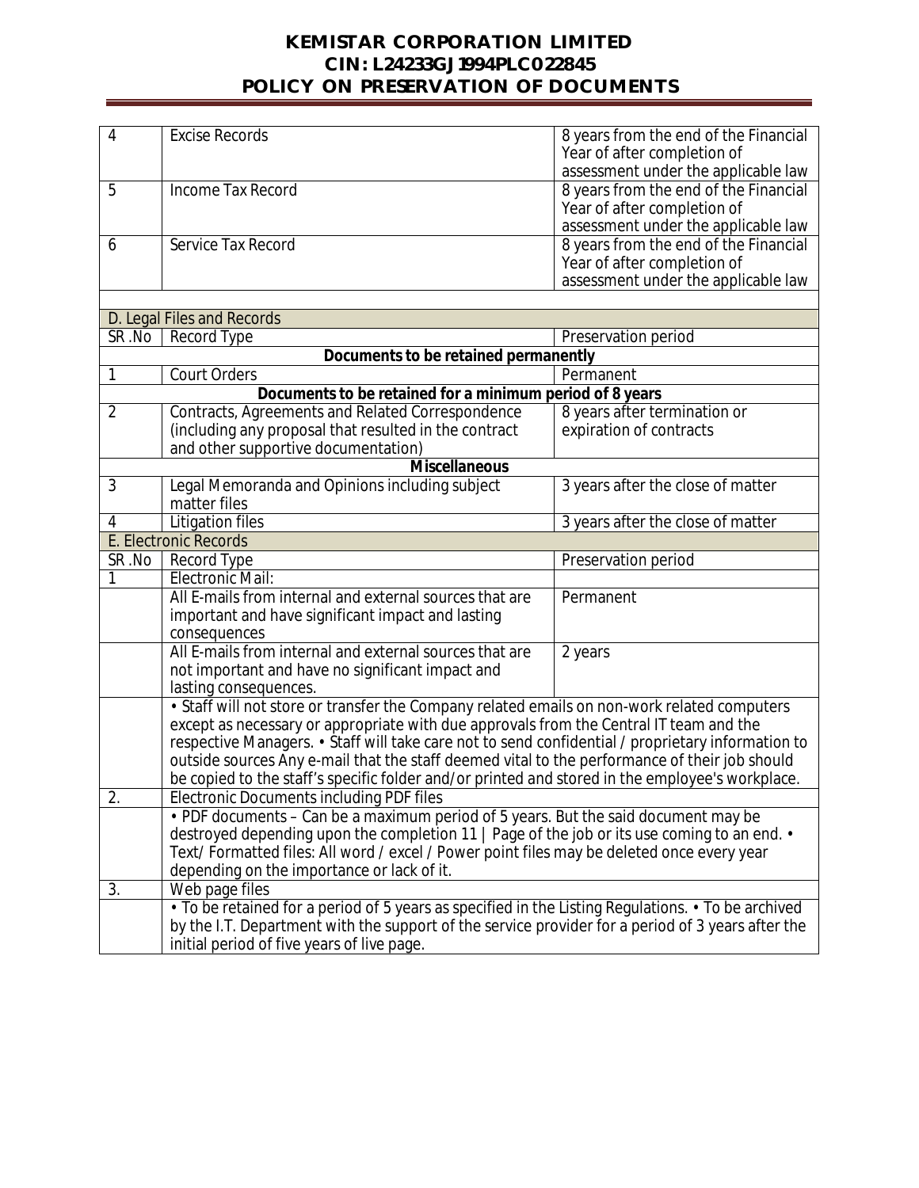| | | |
|---|---|---|
| 4 | Excise Records | 8 years from the end of the Financial Year of after completion of assessment under the applicable law |
| 5 | Income Tax Record | 8 years from the end of the Financial Year of after completion of assessment under the applicable law |
| 6 | Service Tax Record | 8 years from the end of the Financial Year of after completion of assessment under the applicable law |

| D. Legal Files and Records | | |
|---|---|---|
| SR .No | Record Type | Preservation period |
| | **Documents to be retained permanently** | |
| 1 | Court Orders | Permanent |
| | **Documents to be retained for a minimum period of 8 years** | |
| 2 | Contracts, Agreements and Related Correspondence (including any proposal that resulted in the contract and other supportive documentation) | 8 years after termination or expiration of contracts |
| | **Miscellaneous** | |
| 3 | Legal Memoranda and Opinions including subject matter files | 3 years after the close of matter |
| 4 | Litigation files | 3 years after the close of matter |

| E. Electronic Records | | |
|---|---|---|
| SR .No | Record Type | Preservation period |
| 1 | Electronic Mail: | |
| | All E-mails from internal and external sources that are important and have significant impact and lasting consequences | Permanent |
| | All E-mails from internal and external sources that are not important and have no significant impact and lasting consequences. | 2 years |
| | • Staff will not store or transfer the Company related emails on non-work related computers except as necessary or appropriate with due approvals from the Central IT team and the respective Managers. • Staff will take care not to send confidential / proprietary information to outside sources Any e-mail that the staff deemed vital to the performance of their job should be copied to the staff's specific folder and/or printed and stored in the employee's workplace. | |
| 2. | Electronic Documents including PDF files | |
| | • PDF documents – Can be a maximum period of 5 years. But the said document may be destroyed depending upon the completion 11 \| Page of the job or its use coming to an end. • Text/ Formatted files: All word / excel / Power point files may be deleted once every year depending on the importance or lack of it. | |
| 3. | Web page files | |
| | • To be retained for a period of 5 years as specified in the Listing Regulations. • To be archived by the I.T. Department with the support of the service provider for a period of 3 years after the initial period of five years of live page. | |